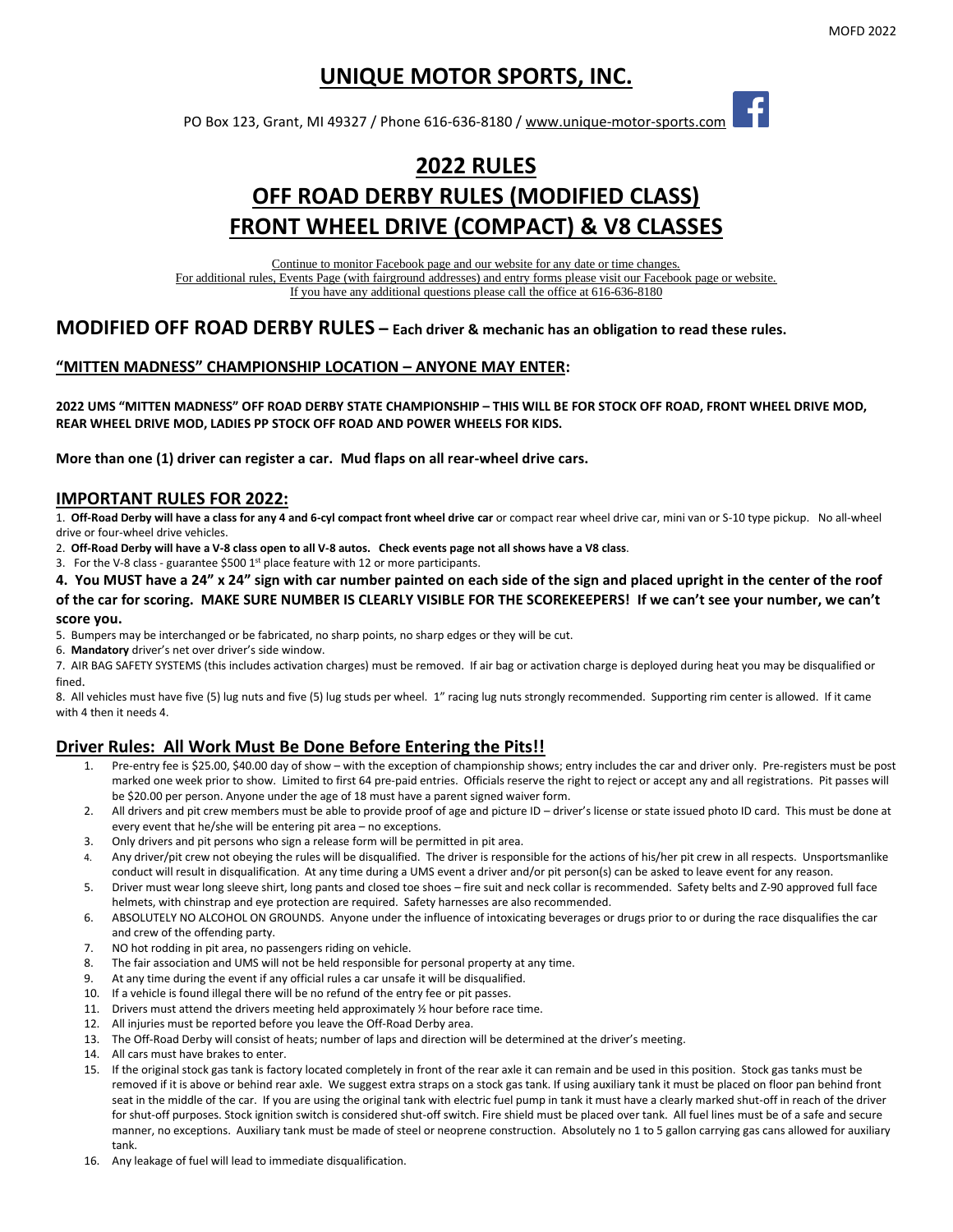# UNIQUE MOTOR SPORTS, INC.

PO Box 123, Grant, MI 49327 / Phone 616-636-8180 / www.unique-motor-sports.com

# 2022 RULES

# OFF ROAD DERBY RULES (MODIFIED CLASS)

# FRONT WHEEL DRIVE (COMPACT) & V8 CLASSES

Continue to monitor Facebook page and our website for any date or time changes.
For additional rules, Events Page (with fairground addresses) and entry forms please visit our Facebook page or website.
If you have any additional questions please call the office at 616-636-8180

## MODIFIED OFF ROAD DERBY RULES – Each driver & mechanic has an obligation to read these rules.

### "MITTEN MADNESS" CHAMPIONSHIP LOCATION – ANYONE MAY ENTER:

**2022 UMS "MITTEN MADNESS" OFF ROAD DERBY STATE CHAMPIONSHIP – THIS WILL BE FOR STOCK OFF ROAD, FRONT WHEEL DRIVE MOD, REAR WHEEL DRIVE MOD, LADIES PP STOCK OFF ROAD AND POWER WHEELS FOR KIDS.**

**More than one (1) driver can register a car. Mud flaps on all rear-wheel drive cars.**

### IMPORTANT RULES FOR 2022:

1. **Off-Road Derby will have a class for any 4 and 6-cyl compact front wheel drive car** or compact rear wheel drive car, mini van or S-10 type pickup. No all-wheel drive or four-wheel drive vehicles.
2. **Off-Road Derby will have a V-8 class open to all V-8 autos. Check events page not all shows have a V8 class**.
3. For the V-8 class - guarantee $500 1st place feature with 12 or more participants.
4. **You MUST have a 24" x 24" sign with car number painted on each side of the sign and placed upright in the center of the roof of the car for scoring. MAKE SURE NUMBER IS CLEARLY VISIBLE FOR THE SCOREKEEPERS! If we can't see your number, we can't score you.**
5. Bumpers may be interchanged or be fabricated, no sharp points, no sharp edges or they will be cut.
6. **Mandatory** driver's net over driver's side window.
7. AIR BAG SAFETY SYSTEMS (this includes activation charges) must be removed. If air bag or activation charge is deployed during heat you may be disqualified or fined.
8. All vehicles must have five (5) lug nuts and five (5) lug studs per wheel. 1" racing lug nuts strongly recommended. Supporting rim center is allowed. If it came with 4 then it needs 4.

### Driver Rules: All Work Must Be Done Before Entering the Pits!!

1. Pre-entry fee is $25.00, $40.00 day of show – with the exception of championship shows; entry includes the car and driver only. Pre-registers must be post marked one week prior to show. Limited to first 64 pre-paid entries. Officials reserve the right to reject or accept any and all registrations. Pit passes will be $20.00 per person. Anyone under the age of 18 must have a parent signed waiver form.
2. All drivers and pit crew members must be able to provide proof of age and picture ID – driver's license or state issued photo ID card. This must be done at every event that he/she will be entering pit area – no exceptions.
3. Only drivers and pit persons who sign a release form will be permitted in pit area.
4. Any driver/pit crew not obeying the rules will be disqualified. The driver is responsible for the actions of his/her pit crew in all respects. Unsportsmanlike conduct will result in disqualification. At any time during a UMS event a driver and/or pit person(s) can be asked to leave event for any reason.
5. Driver must wear long sleeve shirt, long pants and closed toe shoes – fire suit and neck collar is recommended. Safety belts and Z-90 approved full face helmets, with chinstrap and eye protection are required. Safety harnesses are also recommended.
6. ABSOLUTELY NO ALCOHOL ON GROUNDS. Anyone under the influence of intoxicating beverages or drugs prior to or during the race disqualifies the car and crew of the offending party.
7. NO hot rodding in pit area, no passengers riding on vehicle.
8. The fair association and UMS will not be held responsible for personal property at any time.
9. At any time during the event if any official rules a car unsafe it will be disqualified.
10. If a vehicle is found illegal there will be no refund of the entry fee or pit passes.
11. Drivers must attend the drivers meeting held approximately ½ hour before race time.
12. All injuries must be reported before you leave the Off-Road Derby area.
13. The Off-Road Derby will consist of heats; number of laps and direction will be determined at the driver's meeting.
14. All cars must have brakes to enter.
15. If the original stock gas tank is factory located completely in front of the rear axle it can remain and be used in this position. Stock gas tanks must be removed if it is above or behind rear axle. We suggest extra straps on a stock gas tank. If using auxiliary tank it must be placed on floor pan behind front seat in the middle of the car. If you are using the original tank with electric fuel pump in tank it must have a clearly marked shut-off in reach of the driver for shut-off purposes. Stock ignition switch is considered shut-off switch. Fire shield must be placed over tank. All fuel lines must be of a safe and secure manner, no exceptions. Auxiliary tank must be made of steel or neoprene construction. Absolutely no 1 to 5 gallon carrying gas cans allowed for auxiliary tank.
16. Any leakage of fuel will lead to immediate disqualification.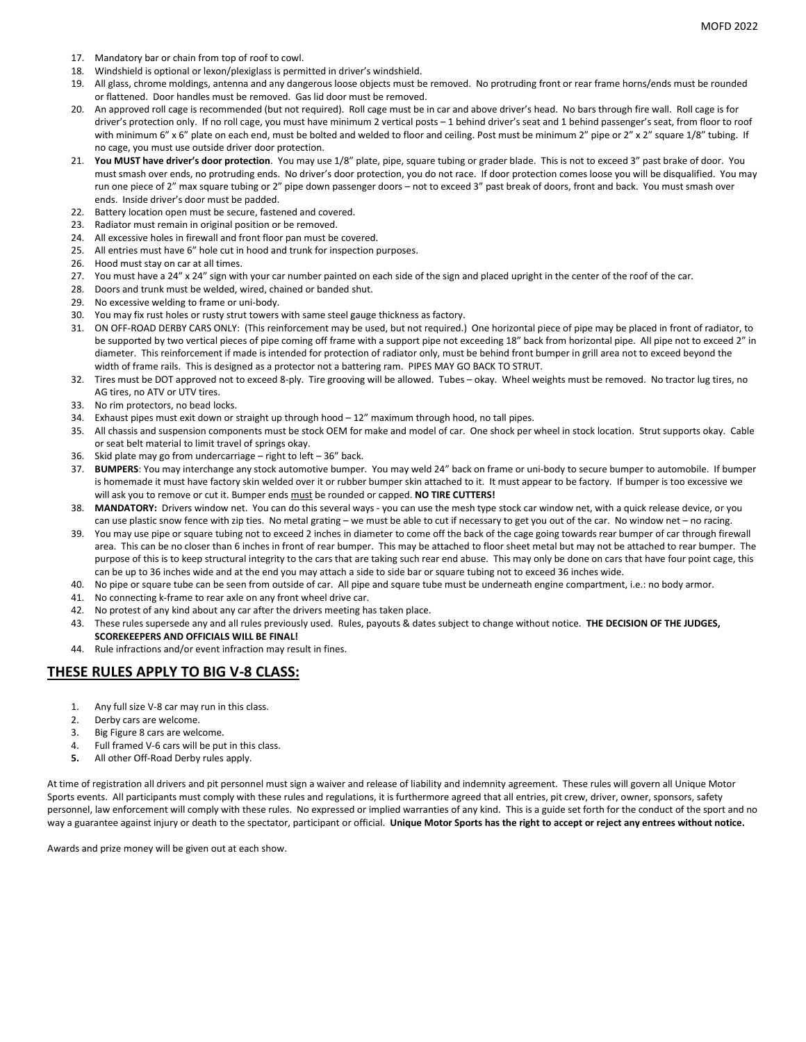17. Mandatory bar or chain from top of roof to cowl.
18. Windshield is optional or lexon/plexiglass is permitted in driver's windshield.
19. All glass, chrome moldings, antenna and any dangerous loose objects must be removed. No protruding front or rear frame horns/ends must be rounded or flattened. Door handles must be removed. Gas lid door must be removed.
20. An approved roll cage is recommended (but not required). Roll cage must be in car and above driver's head. No bars through fire wall. Roll cage is for driver's protection only. If no roll cage, you must have minimum 2 vertical posts – 1 behind driver's seat and 1 behind passenger's seat, from floor to roof with minimum 6" x 6" plate on each end, must be bolted and welded to floor and ceiling. Post must be minimum 2" pipe or 2" x 2" square 1/8" tubing. If no cage, you must use outside driver door protection.
21. **You MUST have driver's door protection**. You may use 1/8" plate, pipe, square tubing or grader blade. This is not to exceed 3" past brake of door. You must smash over ends, no protruding ends. No driver's door protection, you do not race. If door protection comes loose you will be disqualified. You may run one piece of 2" max square tubing or 2" pipe down passenger doors – not to exceed 3" past break of doors, front and back. You must smash over ends. Inside driver's door must be padded.
22. Battery location open must be secure, fastened and covered.
23. Radiator must remain in original position or be removed.
24. All excessive holes in firewall and front floor pan must be covered.
25. All entries must have 6" hole cut in hood and trunk for inspection purposes.
26. Hood must stay on car at all times.
27. You must have a 24" x 24" sign with your car number painted on each side of the sign and placed upright in the center of the roof of the car.
28. Doors and trunk must be welded, wired, chained or banded shut.
29. No excessive welding to frame or uni-body.
30. You may fix rust holes or rusty strut towers with same steel gauge thickness as factory.
31. ON OFF-ROAD DERBY CARS ONLY: (This reinforcement may be used, but not required.) One horizontal piece of pipe may be placed in front of radiator, to be supported by two vertical pieces of pipe coming off frame with a support pipe not exceeding 18" back from horizontal pipe. All pipe not to exceed 2" in diameter. This reinforcement if made is intended for protection of radiator only, must be behind front bumper in grill area not to exceed beyond the width of frame rails. This is designed as a protector not a battering ram. PIPES MAY GO BACK TO STRUT.
32. Tires must be DOT approved not to exceed 8-ply. Tire grooving will be allowed. Tubes – okay. Wheel weights must be removed. No tractor lug tires, no AG tires, no ATV or UTV tires.
33. No rim protectors, no bead locks.
34. Exhaust pipes must exit down or straight up through hood – 12" maximum through hood, no tall pipes.
35. All chassis and suspension components must be stock OEM for make and model of car. One shock per wheel in stock location. Strut supports okay. Cable or seat belt material to limit travel of springs okay.
36. Skid plate may go from undercarriage – right to left – 36" back.
37. **BUMPERS**: You may interchange any stock automotive bumper. You may weld 24" back on frame or uni-body to secure bumper to automobile. If bumper is homemade it must have factory skin welded over it or rubber bumper skin attached to it. It must appear to be factory. If bumper is too excessive we will ask you to remove or cut it. Bumper ends must be rounded or capped. **NO TIRE CUTTERS!**
38. **MANDATORY:** Drivers window net. You can do this several ways - you can use the mesh type stock car window net, with a quick release device, or you can use plastic snow fence with zip ties. No metal grating – we must be able to cut if necessary to get you out of the car. No window net – no racing.
39. You may use pipe or square tubing not to exceed 2 inches in diameter to come off the back of the cage going towards rear bumper of car through firewall area. This can be no closer than 6 inches in front of rear bumper. This may be attached to floor sheet metal but may not be attached to rear bumper. The purpose of this is to keep structural integrity to the cars that are taking such rear end abuse. This may only be done on cars that have four point cage, this can be up to 36 inches wide and at the end you may attach a side to side bar or square tubing not to exceed 36 inches wide.
40. No pipe or square tube can be seen from outside of car. All pipe and square tube must be underneath engine compartment, i.e.: no body armor.
41. No connecting k-frame to rear axle on any front wheel drive car.
42. No protest of any kind about any car after the drivers meeting has taken place.
43. These rules supersede any and all rules previously used. Rules, payouts & dates subject to change without notice. **THE DECISION OF THE JUDGES, SCOREKEEPERS AND OFFICIALS WILL BE FINAL!**
44. Rule infractions and/or event infraction may result in fines.

## THESE RULES APPLY TO BIG V-8 CLASS:

1. Any full size V-8 car may run in this class.
2. Derby cars are welcome.
3. Big Figure 8 cars are welcome.
4. Full framed V-6 cars will be put in this class.
5. All other Off-Road Derby rules apply.

At time of registration all drivers and pit personnel must sign a waiver and release of liability and indemnity agreement. These rules will govern all Unique Motor Sports events. All participants must comply with these rules and regulations, it is furthermore agreed that all entries, pit crew, driver, owner, sponsors, safety personnel, law enforcement will comply with these rules. No expressed or implied warranties of any kind. This is a guide set forth for the conduct of the sport and no way a guarantee against injury or death to the spectator, participant or official. **Unique Motor Sports has the right to accept or reject any entrees without notice.**

Awards and prize money will be given out at each show.